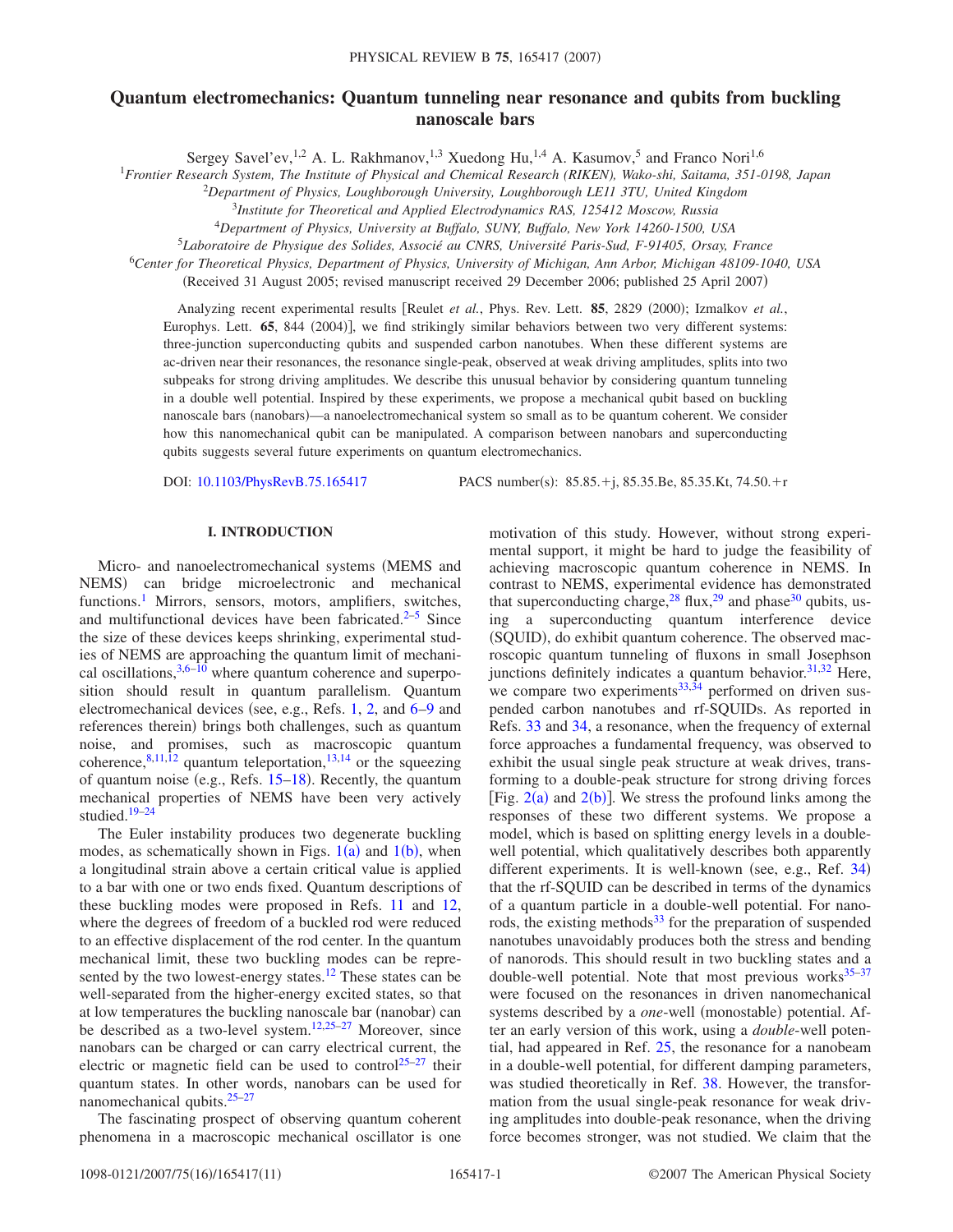# Quantum electromechanics: Quantum tunneling near resonance and qubits from buckling nanoscale bars

Sergey Savel'ev,[1,2] A. L. Rakhmanov,[1,3] Xuedong Hu,[1,4] A. Kasumov,[5] and Franco Nori[1,6]

[1]*Frontier Research System, The Institute of Physical and Chemical Research (RIKEN), Wako-shi, Saitama, 351-0198, Japan*
[2]*Department of Physics, Loughborough University, Loughborough LE11 3TU, United Kingdom*
[3]*Institute for Theoretical and Applied Electrodynamics RAS, 125412 Moscow, Russia*
[4]*Department of Physics, University at Buffalo, SUNY, Buffalo, New York 14260-1500, USA*
[5]*Laboratoire de Physique des Solides, Associé au CNRS, Université Paris-Sud, F-91405, Orsay, France*
[6]*Center for Theoretical Physics, Department of Physics, University of Michigan, Ann Arbor, Michigan 48109-1040, USA*

(Received 31 August 2005; revised manuscript received 29 December 2006; published 25 April 2007)

Analyzing recent experimental results [Reulet *et al.*, Phys. Rev. Lett. **85**, 2829 (2000); Izmalkov *et al.*, Europhys. Lett. **65**, 844 (2004)], we find strikingly similar behaviors between two very different systems: three-junction superconducting qubits and suspended carbon nanotubes. When these different systems are ac-driven near their resonances, the resonance single-peak, observed at weak driving amplitudes, splits into two subpeaks for strong driving amplitudes. We describe this unusual behavior by considering quantum tunneling in a double well potential. Inspired by these experiments, we propose a mechanical qubit based on buckling nanoscale bars (nanobars)—a nanoelectromechanical system so small as to be quantum coherent. We consider how this nanomechanical qubit can be manipulated. A comparison between nanobars and superconducting qubits suggests several future experiments on quantum electromechanics.

DOI: 10.1103/PhysRevB.75.165417 PACS number(s): 85.85.+j, 85.35.Be, 85.35.Kt, 74.50.+r

## I. INTRODUCTION

Micro- and nanoelectromechanical systems (MEMS and NEMS) can bridge microelectronic and mechanical functions.[1] Mirrors, sensors, motors, amplifiers, switches, and multifunctional devices have been fabricated.[2–5] Since the size of these devices keeps shrinking, experimental studies of NEMS are approaching the quantum limit of mechanical oscillations,[3,6–10] where quantum coherence and superposition should result in quantum parallelism. Quantum electromechanical devices (see, e.g., Refs. 1, 2, and 6–9 and references therein) brings both challenges, such as quantum noise, and promises, such as macroscopic quantum coherence,[8,11,12] quantum teleportation,[13,14] or the squeezing of quantum noise (e.g., Refs. 15–18). Recently, the quantum mechanical properties of NEMS have been very actively studied.[19–24]

The Euler instability produces two degenerate buckling modes, as schematically shown in Figs. 1(a) and 1(b), when a longitudinal strain above a certain critical value is applied to a bar with one or two ends fixed. Quantum descriptions of these buckling modes were proposed in Refs. 11 and 12, where the degrees of freedom of a buckled rod were reduced to an effective displacement of the rod center. In the quantum mechanical limit, these two buckling modes can be represented by the two lowest-energy states.[12] These states can be well-separated from the higher-energy excited states, so that at low temperatures the buckling nanoscale bar (nanobar) can be described as a two-level system.[12,25–27] Moreover, since nanobars can be charged or can carry electrical current, the electric or magnetic field can be used to control[25–27] their quantum states. In other words, nanobars can be used for nanomechanical qubits.[25–27]

The fascinating prospect of observing quantum coherent phenomena in a macroscopic mechanical oscillator is one motivation of this study. However, without strong experimental support, it might be hard to judge the feasibility of achieving macroscopic quantum coherence in NEMS. In contrast to NEMS, experimental evidence has demonstrated that superconducting charge,[28] flux,[29] and phase[30] qubits, using a superconducting quantum interference device (SQUID), do exhibit quantum coherence. The observed macroscopic quantum tunneling of fluxons in small Josephson junctions definitely indicates a quantum behavior.[31,32] Here, we compare two experiments[33,34] performed on driven suspended carbon nanotubes and rf-SQUIDs. As reported in Refs. 33 and 34, a resonance, when the frequency of external force approaches a fundamental frequency, was observed to exhibit the usual single peak structure at weak drives, transforming to a double-peak structure for strong driving forces [Fig. 2(a) and 2(b)]. We stress the profound links among the responses of these two different systems. We propose a model, which is based on splitting energy levels in a double-well potential, which qualitatively describes both apparently different experiments. It is well-known (see, e.g., Ref. 34) that the rf-SQUID can be described in terms of the dynamics of a quantum particle in a double-well potential. For nanorods, the existing methods[33] for the preparation of suspended nanotubes unavoidably produces both the stress and bending of nanorods. This should result in two buckling states and a double-well potential. Note that most previous works[35–37] were focused on the resonances in driven nanomechanical systems described by a *one*-well (monostable) potential. After an early version of this work, using a *double*-well potential, had appeared in Ref. 25, the resonance for a nanobeam in a double-well potential, for different damping parameters, was studied theoretically in Ref. 38. However, the transformation from the usual single-peak resonance for weak driving amplitudes into double-peak resonance, when the driving force becomes stronger, was not studied. We claim that the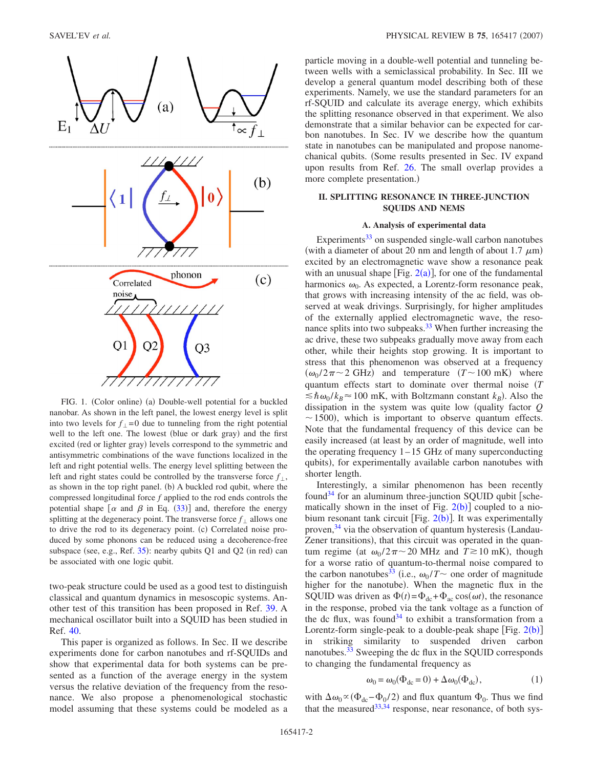FIG. 1. (Color online) (a) Double-well potential for a buckled nanobar. As shown in the left panel, the lowest energy level is split into two levels for $f_\perp = 0$ due to tunneling from the right potential well to the left one. The lowest (blue or dark gray) and the first excited (red or lighter gray) levels correspond to the symmetric and antisymmetric combinations of the wave functions localized in the left and right potential wells. The energy level splitting between the left and right states could be controlled by the transverse force $f_\perp$, as shown in the top right panel. (b) A buckled rod qubit, where the compressed longitudinal force $f$ applied to the rod ends controls the potential shape [$\alpha$ and $\beta$ in Eq. (33)] and, therefore the energy splitting at the degeneracy point. The transverse force $f_\perp$ allows one to drive the rod to its degeneracy point. (c) Correlated noise produced by some phonons can be reduced using a decoherence-free subspace (see, e.g., Ref. 35): nearby qubits Q1 and Q2 (in red) can be associated with one logic qubit.

two-peak structure could be used as a good test to distinguish classical and quantum dynamics in mesoscopic systems. Another test of this transition has been proposed in Ref. 39. A mechanical oscillator built into a SQUID has been studied in Ref. 40.

This paper is organized as follows. In Sec. II we describe experiments done for carbon nanotubes and rf-SQUIDs and show that experimental data for both systems can be presented as a function of the average energy in the system versus the relative deviation of the frequency from the resonance. We also propose a phenomenological stochastic model assuming that these systems could be modeled as a particle moving in a double-well potential and tunneling between wells with a semiclassical probability. In Sec. III we develop a general quantum model describing both of these experiments. Namely, we use the standard parameters for an rf-SQUID and calculate its average energy, which exhibits the splitting resonance observed in that experiment. We also demonstrate that a similar behavior can be expected for carbon nanotubes. In Sec. IV we describe how the quantum state in nanotubes can be manipulated and propose nanomechanical qubits. (Some results presented in Sec. IV expand upon results from Ref. 26. The small overlap provides a more complete presentation.)

## II. SPLITTING RESONANCE IN THREE-JUNCTION SQUIDS AND NEMS

### A. Analysis of experimental data

Experiments[33] on suspended single-wall carbon nanotubes (with a diameter of about 20 nm and length of about 1.7 $\mu$m) excited by an electromagnetic wave show a resonance peak with an unusual shape [Fig. 2(a)], for one of the fundamental harmonics $\omega_0$. As expected, a Lorentz-form resonance peak, that grows with increasing intensity of the ac field, was observed at weak drivings. Surprisingly, for higher amplitudes of the externally applied electromagnetic wave, the resonance splits into two subpeaks.[33] When further increasing the ac drive, these two subpeaks gradually move away from each other, while their heights stop growing. It is important to stress that this phenomenon was observed at a frequency ($\omega_0/2\pi \sim 2$ GHz) and temperature ($T \sim 100$ mK) where quantum effects start to dominate over thermal noise ($T \lesssim \hbar\omega_0/k_B \approx 100$ mK, with Boltzmann constant $k_B$). Also the dissipation in the system was quite low (quality factor $Q \sim 1500$), which is important to observe quantum effects. Note that the fundamental frequency of this device can be easily increased (at least by an order of magnitude, well into the operating frequency 1–15 GHz of many superconducting qubits), for experimentally available carbon nanotubes with shorter length.

Interestingly, a similar phenomenon has been recently found[34] for an aluminum three-junction SQUID qubit [schematically shown in the inset of Fig. 2(b)] coupled to a niobium resonant tank circuit [Fig. 2(b)]. It was experimentally proven,[34] via the observation of quantum hysteresis (Landau-Zener transitions), that this circuit was operated in the quantum regime (at $\omega_0/2\pi \sim 20$ MHz and $T \gtrsim 10$ mK), though for a smaller ratio of quantum-to-thermal noise compared to the carbon nanotubes[33] (i.e., $\omega_0/T\sim$ one order of magnitude higher for the nanotube). When the magnetic flux in the SQUID was driven as $\Phi(t) = \Phi_{\rm dc} + \Phi_{\rm ac}\cos(\omega t)$, the resonance in the response, probed via the tank voltage as a function of the dc flux, was found[34] to exhibit a transformation from a Lorentz-form single-peak to a double-peak shape [Fig. 2(b)] in striking similarity to suspended driven carbon nanotubes.[33] Sweeping the dc flux in the SQUID corresponds to changing the fundamental frequency as

$$\omega_0 = \omega_0(\Phi_{\rm dc} = 0) + \Delta\omega_0(\Phi_{\rm dc}), \tag{1}$$

with $\Delta\omega_0 \propto (\Phi_{\rm dc} - \Phi_0/2)$ and flux quantum $\Phi_0$. Thus we find that the measured[33,34] response, near resonance, of both sys-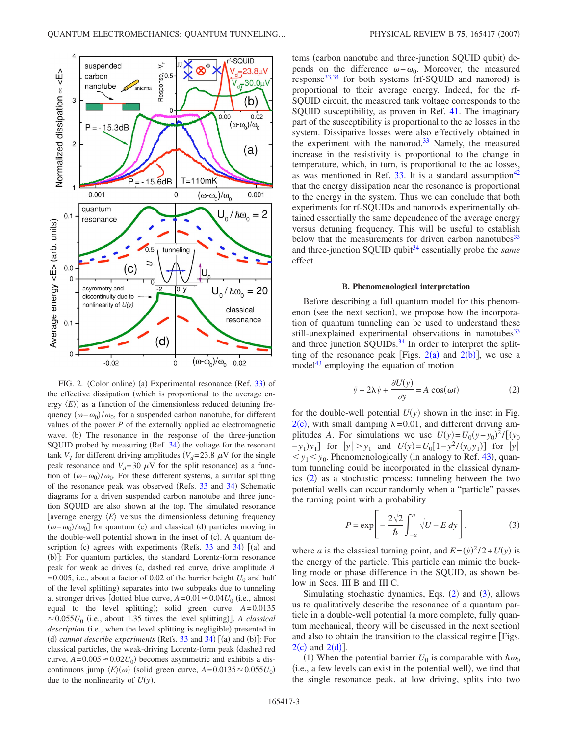FIG. 2. (Color online) (a) Experimental resonance (Ref. 33) of the effective dissipation (which is proportional to the average energy $\langle E\rangle$) as a function of the dimensionless reduced detuning frequency $(\omega-\omega_0)/\omega_0$, for a suspended carbon nanotube, for different values of the power $P$ of the externally applied ac electromagnetic wave. (b) The resonance in the response of the three-junction SQUID probed by measuring (Ref. 34) the voltage for the resonant tank $V_T$ for different driving amplitudes ($V_d$=23.8 $\mu$V for the single peak resonance and $V_d$=30 $\mu$V for the split resonance) as a function of $(\omega-\omega_0)/\omega_0$. For these different systems, a similar splitting of the resonance peak was observed (Refs. 33 and 34) Schematic diagrams for a driven suspended carbon nanotube and three junction SQUID are also shown at the top. The simulated resonance [average energy $\langle E\rangle$ versus the dimensionless detuning frequency $(\omega-\omega_0)/\omega_0$] for quantum (c) and classical (d) particles moving in the double-well potential shown in the inset of (c). A quantum description (c) agrees with experiments (Refs. 33 and 34) [(a) and (b)]: For quantum particles, the standard Lorentz-form resonance peak for weak ac drives (c, dashed red curve, drive amplitude $A$ =0.005, i.e., about a factor of 0.02 of the barrier height $U_0$ and half of the level splitting) separates into two subpeaks due to tunneling at stronger drives [dotted blue curve, $A$=0.01$\approx$0.04$U_0$ (i.e., almost equal to the level splitting); solid green curve, $A$=0.0135 $\approx$0.055$U_0$ (i.e., about 1.35 times the level splitting)]. *A classical description* (i.e., when the level splitting is negligible) presented in (d) *cannot describe experiments* (Refs. 33 and 34) [(a) and (b)]: For classical particles, the weak-driving Lorentz-form peak (dashed red curve, $A$=0.005$\approx$0.02$U_0$) becomes asymmetric and exhibits a discontinuous jump $\langle E\rangle(\omega)$ (solid green curve, $A$=0.0135$\approx$0.055$U_0$) due to the nonlinearity of $U(y)$.

tems (carbon nanotube and three-junction SQUID qubit) depends on the difference $\omega-\omega_0$. Moreover, the measured response[33,34] for both systems (rf-SQUID and nanorod) is proportional to their average energy. Indeed, for the rf-SQUID circuit, the measured tank voltage corresponds to the SQUID susceptibility, as proven in Ref. 41. The imaginary part of the susceptibility is proportional to the ac losses in the system. Dissipative losses were also effectively obtained in the experiment with the nanorod.[33] Namely, the measured increase in the resistivity is proportional to the change in temperature, which, in turn, is proportional to the ac losses, as was mentioned in Ref. 33. It is a standard assumption[42] that the energy dissipation near the resonance is proportional to the energy in the system. Thus we can conclude that both experiments for rf-SQUIDs and nanorods experimentally obtained essentially the same dependence of the average energy versus detuning frequency. This will be useful to establish below that the measurements for driven carbon nanotubes[33] and three-junction SQUID qubit[34] essentially probe the *same* effect.

### B. Phenomenological interpretation

Before describing a full quantum model for this phenomenon (see the next section), we propose how the incorporation of quantum tunneling can be used to understand these still-unexplained experimental observations in nanotubes[33] and three junction SQUIDs.[34] In order to interpret the splitting of the resonance peak [Figs. 2(a) and 2(b)], we use a model[43] employing the equation of motion

$$\ddot{y}+2\lambda\dot{y}+\frac{\partial U(y)}{\partial y}=A\cos(\omega t) \tag{2}$$

for the double-well potential $U(y)$ shown in the inset in Fig. 2(c), with small damping $\lambda$=0.01, and different driving amplitudes $A$. For simulations we use $U(y)=U_0(y-y_0)^2/[(y_0-y_1)y_1]$ for $|y|>y_1$ and $U(y)=U_0[1-y^2/(y_0y_1)]$ for $|y|<y_1<y_0$. Phenomenologically (in analogy to Ref. 43), quantum tunneling could be incorporated in the classical dynamics (2) as a stochastic process: tunneling between the two potential wells can occur randomly when a "particle" passes the turning point with a probability

$$P=\exp\left[-\frac{2\sqrt{2}}{\hbar}\int_{-a}^{a}\sqrt{U-E}\,dy\right], \tag{3}$$

where $a$ is the classical turning point, and $E=(\dot{y})^2/2+U(y)$ is the energy of the particle. This particle can mimic the buckling mode or phase difference in the SQUID, as shown below in Secs. III B and III C.

Simulating stochastic dynamics, Eqs. (2) and (3), allows us to qualitatively describe the resonance of a quantum particle in a double-well potential (a more complete, fully quantum mechanical, theory will be discussed in the next section) and also to obtain the transition to the classical regime [Figs. 2(c) and 2(d)].

(1) When the potential barrier $U_0$ is comparable with $\hbar\omega_0$ (i.e., a few levels can exist in the potential well), we find that the single resonance peak, at low driving, splits into two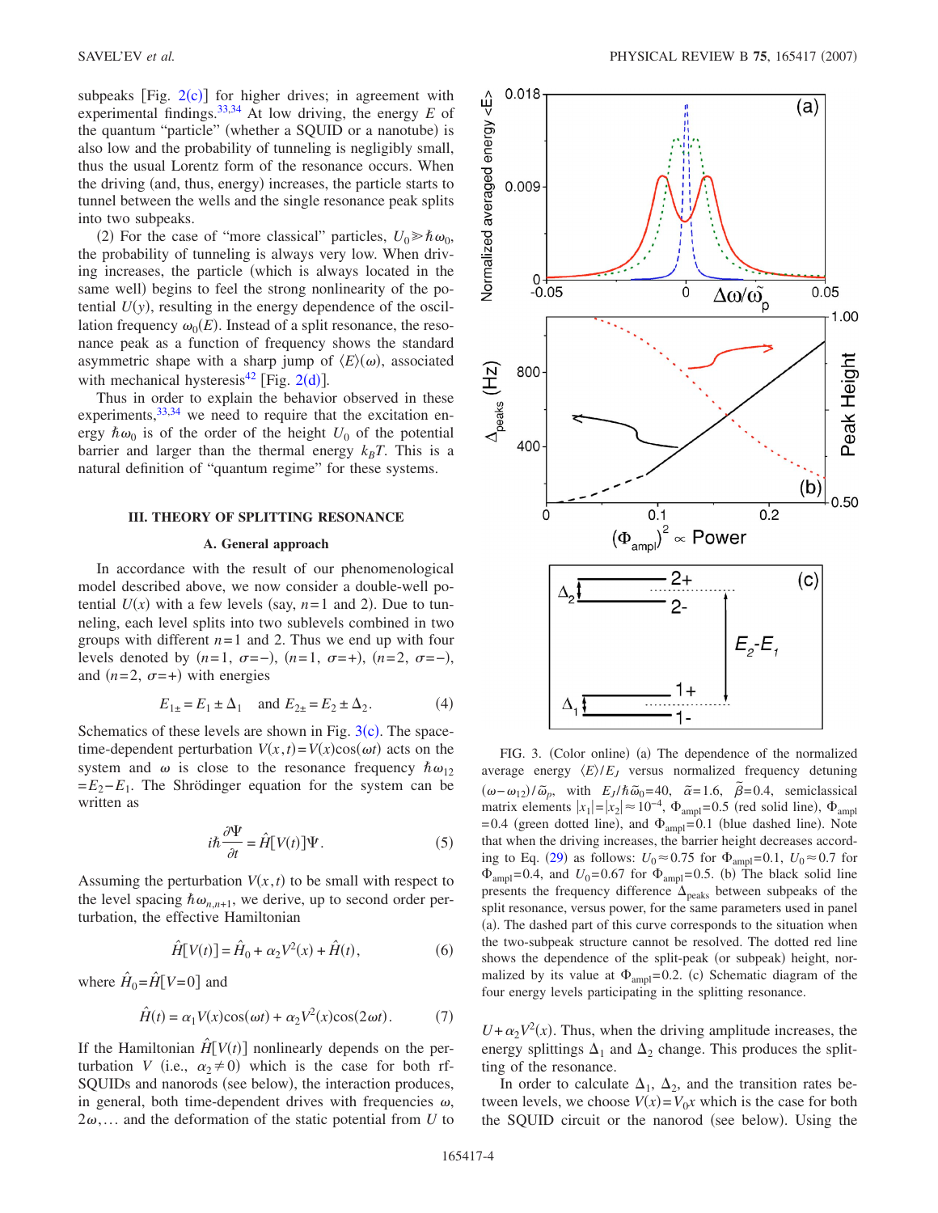subpeaks [Fig. 2(c)] for higher drives; in agreement with experimental findings.[33,34] At low driving, the energy $E$ of the quantum "particle" (whether a SQUID or a nanotube) is also low and the probability of tunneling is negligibly small, thus the usual Lorentz form of the resonance occurs. When the driving (and, thus, energy) increases, the particle starts to tunnel between the wells and the single resonance peak splits into two subpeaks.

(2) For the case of "more classical" particles, $U_0 \gg \hbar\omega_0$, the probability of tunneling is always very low. When driving increases, the particle (which is always located in the same well) begins to feel the strong nonlinearity of the potential $U(y)$, resulting in the energy dependence of the oscillation frequency $\omega_0(E)$. Instead of a split resonance, the resonance peak as a function of frequency shows the standard asymmetric shape with a sharp jump of $\langle E\rangle(\omega)$, associated with mechanical hysteresis[42] [Fig. 2(d)].

Thus in order to explain the behavior observed in these experiments,[33,34] we need to require that the excitation energy $\hbar\omega_0$ is of the order of the height $U_0$ of the potential barrier and larger than the thermal energy $k_BT$. This is a natural definition of "quantum regime" for these systems.

## III. THEORY OF SPLITTING RESONANCE

### A. General approach

In accordance with the result of our phenomenological model described above, we now consider a double-well potential $U(x)$ with a few levels (say, $n=1$ and 2). Due to tunneling, each level splits into two sublevels combined in two groups with different $n=1$ and 2. Thus we end up with four levels denoted by $(n=1,\ \sigma=-)$, $(n=1,\ \sigma=+)$, $(n=2,\ \sigma=-)$, and $(n=2,\ \sigma=+)$ with energies

$$E_{1\pm} = E_1 \pm \Delta_1 \quad \text{and } E_{2\pm} = E_2 \pm \Delta_2. \tag{4}$$

Schematics of these levels are shown in Fig. 3(c). The space-time-dependent perturbation $V(x,t)=V(x)\cos(\omega t)$ acts on the system and $\omega$ is close to the resonance frequency $\hbar\omega_{12}=E_2-E_1$. The Shrödinger equation for the system can be written as

$$i\hbar\frac{\partial\Psi}{\partial t} = \hat{H}[V(t)]\Psi. \tag{5}$$

Assuming the perturbation $V(x,t)$ to be small with respect to the level spacing $\hbar\omega_{n,n+1}$, we derive, up to second order perturbation, the effective Hamiltonian

$$\hat{H}[V(t)] = \hat{H}_0 + \alpha_2 V^2(x) + \hat{H}(t), \tag{6}$$

where $\hat{H}_0=\hat{H}[V=0]$ and

$$\hat{H}(t) = \alpha_1 V(x)\cos(\omega t) + \alpha_2 V^2(x)\cos(2\omega t). \tag{7}$$

If the Hamiltonian $\hat{H}[V(t)]$ nonlinearly depends on the perturbation $V$ (i.e., $\alpha_2 \neq 0$) which is the case for both rf-SQUIDs and nanorods (see below), the interaction produces, in general, both time-dependent drives with frequencies $\omega$, $2\omega,\ldots$ and the deformation of the static potential from $U$ to $U+\alpha_2V^2(x)$. Thus, when the driving amplitude increases, the energy splittings $\Delta_1$ and $\Delta_2$ change. This produces the splitting of the resonance.

FIG. 3. (Color online) (a) The dependence of the normalized average energy $\langle E\rangle/E_J$ versus normalized frequency detuning $(\omega-\omega_{12})/\tilde{\omega}_p$, with $E_J/\hbar\tilde{\omega}_0=40$, $\tilde{\alpha}=1.6$, $\tilde{\beta}=0.4$, semiclassical matrix elements $|x_1|=|x_2|\approx 10^{-4}$, $\Phi_{\text{ampl}}=0.5$ (red solid line), $\Phi_{\text{ampl}}=0.4$ (green dotted line), and $\Phi_{\text{ampl}}=0.1$ (blue dashed line). Note that when the driving increases, the barrier height decreases according to Eq. (29) as follows: $U_0\approx 0.75$ for $\Phi_{\text{ampl}}=0.1$, $U_0\approx 0.7$ for $\Phi_{\text{ampl}}=0.4$, and $U_0=0.67$ for $\Phi_{\text{ampl}}=0.5$. (b) The black solid line presents the frequency difference $\Delta_{\text{peaks}}$ between subpeaks of the split resonance, versus power, for the same parameters used in panel (a). The dashed part of this curve corresponds to the situation when the two-subpeak structure cannot be resolved. The dotted red line shows the dependence of the split-peak (or subpeak) height, normalized by its value at $\Phi_{\text{ampl}}=0.2$. (c) Schematic diagram of the four energy levels participating in the splitting resonance.

In order to calculate $\Delta_1$, $\Delta_2$, and the transition rates between levels, we choose $V(x)=V_0x$ which is the case for both the SQUID circuit or the nanorod (see below). Using the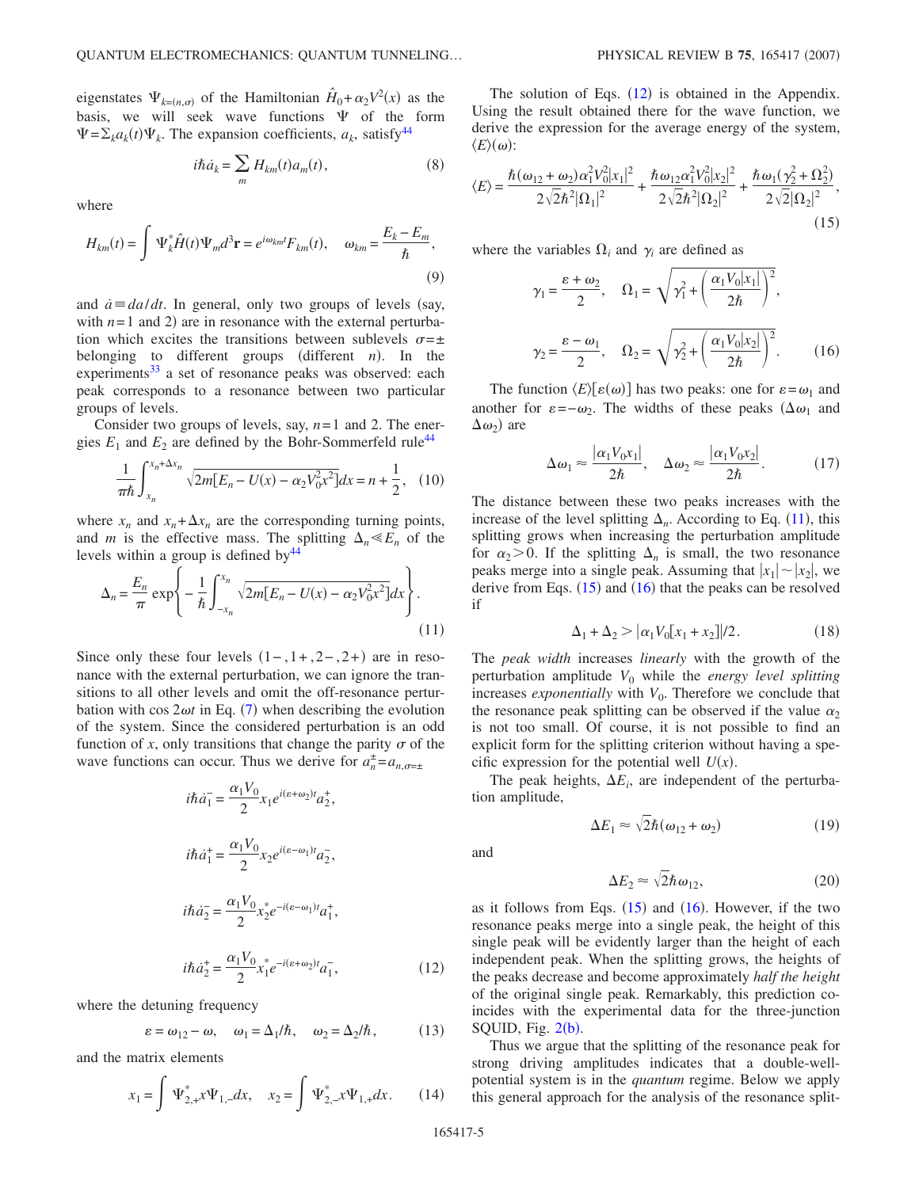eigenstates $\Psi_{k=(n,\sigma)}$ of the Hamiltonian $\hat{H}_0 + \alpha_2 V^2(x)$ as the basis, we will seek wave functions $\Psi$ of the form $\Psi = \Sigma_k a_k(t)\Psi_k$. The expansion coefficients, $a_k$, satisfy[44]

$$i\hbar \dot{a}_k = \sum_m H_{km}(t) a_m(t), \tag{8}$$

where

$$H_{km}(t) = \int \Psi_k^* \hat{H}(t) \Psi_m d^3\mathbf{r} = e^{i\omega_{km}t} F_{km}(t), \quad \omega_{km} = \frac{E_k - E_m}{\hbar}, \tag{9}$$

and $\dot{a} \equiv da/dt$. In general, only two groups of levels (say, with $n=1$ and 2) are in resonance with the external perturbation which excites the transitions between sublevels $\sigma = \pm$ belonging to different groups (different $n$). In the experiments[33] a set of resonance peaks was observed: each peak corresponds to a resonance between two particular groups of levels.

Consider two groups of levels, say, $n=1$ and 2. The energies $E_1$ and $E_2$ are defined by the Bohr-Sommerfeld rule[44]

$$\frac{1}{\pi\hbar} \int_{x_n}^{x_n+\Delta x_n} \sqrt{2m[E_n - U(x) - \alpha_2 V_0^2 x^2]} dx = n + \frac{1}{2}, \tag{10}$$

where $x_n$ and $x_n + \Delta x_n$ are the corresponding turning points, and $m$ is the effective mass. The splitting $\Delta_n \ll E_n$ of the levels within a group is defined by[44]

$$\Delta_n = \frac{E_n}{\pi} \exp\left\{ -\frac{1}{\hbar} \int_{-x_n}^{x_n} \sqrt{2m[E_n - U(x) - \alpha_2 V_0^2 x^2]} dx \right\}. \tag{11}$$

Since only these four levels $(1-, 1+, 2-, 2+)$ are in resonance with the external perturbation, we can ignore the transitions to all other levels and omit the off-resonance perturbation with $\cos 2\omega t$ in Eq. (7) when describing the evolution of the system. Since the considered perturbation is an odd function of $x$, only transitions that change the parity $\sigma$ of the wave functions can occur. Thus we derive for $a_n^{\pm} = a_{n,\sigma=\pm}$

$$i\hbar \dot{a}_1^- = \frac{\alpha_1 V_0}{2} x_1 e^{i(\varepsilon+\omega_2)t} a_2^+,$$

$$i\hbar \dot{a}_1^+ = \frac{\alpha_1 V_0}{2} x_2 e^{i(\varepsilon-\omega_1)t} a_2^-,$$

$$i\hbar \dot{a}_2^- = \frac{\alpha_1 V_0}{2} x_2^* e^{-i(\varepsilon-\omega_1)t} a_1^+,$$

$$i\hbar \dot{a}_2^+ = \frac{\alpha_1 V_0}{2} x_1^* e^{-i(\varepsilon+\omega_2)t} a_1^-, \tag{12}$$

where the detuning frequency

$$\varepsilon = \omega_{12} - \omega, \quad \omega_1 = \Delta_1/\hbar, \quad \omega_2 = \Delta_2/\hbar, \tag{13}$$

and the matrix elements

$$x_1 = \int \Psi_{2,+}^* x \Psi_{1,-} dx, \quad x_2 = \int \Psi_{2,-}^* x \Psi_{1,+} dx. \tag{14}$$

The solution of Eqs. (12) is obtained in the Appendix. Using the result obtained there for the wave function, we derive the expression for the average energy of the system, $\langle E \rangle(\omega)$:

$$\langle E \rangle = \frac{\hbar(\omega_{12}+\omega_2)\alpha_1^2 V_0^2 |x_1|^2}{2\sqrt{2}\hbar^2 |\Omega_1|^2} + \frac{\hbar\omega_{12}\alpha_1^2 V_0^2 |x_2|^2}{2\sqrt{2}\hbar^2 |\Omega_2|^2} + \frac{\hbar\omega_1(\gamma_2^2 + \Omega_2^2)}{2\sqrt{2}|\Omega_2|^2}, \tag{15}$$

where the variables $\Omega_i$ and $\gamma_i$ are defined as

$$\gamma_1 = \frac{\varepsilon + \omega_2}{2}, \quad \Omega_1 = \sqrt{\gamma_1^2 + \left(\frac{\alpha_1 V_0 |x_1|}{2\hbar}\right)^2},$$

$$\gamma_2 = \frac{\varepsilon - \omega_1}{2}, \quad \Omega_2 = \sqrt{\gamma_2^2 + \left(\frac{\alpha_1 V_0 |x_2|}{2\hbar}\right)^2}. \tag{16}$$

The function $\langle E \rangle[\varepsilon(\omega)]$ has two peaks: one for $\varepsilon = \omega_1$ and another for $\varepsilon = -\omega_2$. The widths of these peaks ($\Delta\omega_1$ and $\Delta\omega_2$) are

$$\Delta\omega_1 \approx \frac{|\alpha_1 V_0 x_1|}{2\hbar}, \quad \Delta\omega_2 \approx \frac{|\alpha_1 V_0 x_2|}{2\hbar}. \tag{17}$$

The distance between these two peaks increases with the increase of the level splitting $\Delta_n$. According to Eq. (11), this splitting grows when increasing the perturbation amplitude for $\alpha_2 > 0$. If the splitting $\Delta_n$ is small, the two resonance peaks merge into a single peak. Assuming that $|x_1| \sim |x_2|$, we derive from Eqs. (15) and (16) that the peaks can be resolved if

$$\Delta_1 + \Delta_2 > |\alpha_1 V_0 [x_1 + x_2]|/2. \tag{18}$$

The *peak width* increases *linearly* with the growth of the perturbation amplitude $V_0$ while the *energy level splitting* increases *exponentially* with $V_0$. Therefore we conclude that the resonance peak splitting can be observed if the value $\alpha_2$ is not too small. Of course, it is not possible to find an explicit form for the splitting criterion without having a specific expression for the potential well $U(x)$.

The peak heights, $\Delta E_i$, are independent of the perturbation amplitude,

$$\Delta E_1 \approx \sqrt{2}\hbar(\omega_{12} + \omega_2) \tag{19}$$

and

$$\Delta E_2 \approx \sqrt{2}\hbar\omega_{12}, \tag{20}$$

as it follows from Eqs. (15) and (16). However, if the two resonance peaks merge into a single peak, the height of this single peak will be evidently larger than the height of each independent peak. When the splitting grows, the heights of the peaks decrease and become approximately *half the height* of the original single peak. Remarkably, this prediction coincides with the experimental data for the three-junction SQUID, Fig. 2(b).

Thus we argue that the splitting of the resonance peak for strong driving amplitudes indicates that a double-well-potential system is in the *quantum* regime. Below we apply this general approach for the analysis of the resonance split-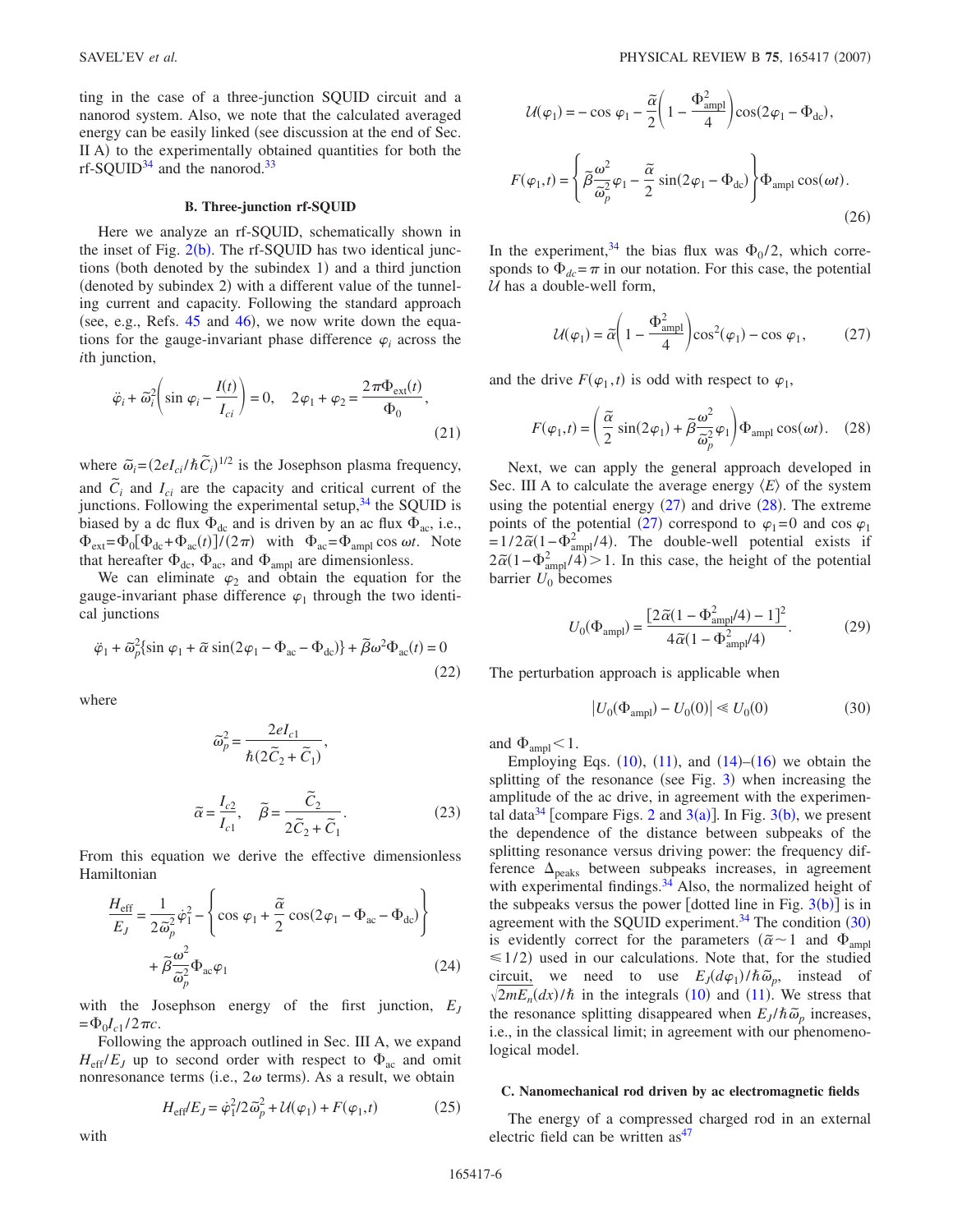ting in the case of a three-junction SQUID circuit and a nanorod system. Also, we note that the calculated averaged energy can be easily linked (see discussion at the end of Sec. II A) to the experimentally obtained quantities for both the rf-SQUID[34] and the nanorod.[33]

### B. Three-junction rf-SQUID

Here we analyze an rf-SQUID, schematically shown in the inset of Fig. 2(b). The rf-SQUID has two identical junctions (both denoted by the subindex 1) and a third junction (denoted by subindex 2) with a different value of the tunneling current and capacity. Following the standard approach (see, e.g., Refs. 45 and 46), we now write down the equations for the gauge-invariant phase difference $\varphi_i$ across the $i$th junction,

$$\ddot{\varphi}_i + \tilde{\omega}_i^2\left(\sin\varphi_i - \frac{I(t)}{I_{ci}}\right) = 0, \quad 2\varphi_1 + \varphi_2 = \frac{2\pi\Phi_{\text{ext}}(t)}{\Phi_0}, \tag{21}$$

where $\tilde{\omega}_i = (2eI_{ci}/\hbar\tilde{C}_i)^{1/2}$ is the Josephson plasma frequency, and $\tilde{C}_i$ and $I_{ci}$ are the capacity and critical current of the junctions. Following the experimental setup,[34] the SQUID is biased by a dc flux $\Phi_{\text{dc}}$ and is driven by an ac flux $\Phi_{\text{ac}}$, i.e., $\Phi_{\text{ext}} = \Phi_0[\Phi_{\text{dc}} + \Phi_{\text{ac}}(t)]/(2\pi)$ with $\Phi_{\text{ac}} = \Phi_{\text{ampl}}\cos\omega t$. Note that hereafter $\Phi_{\text{dc}}$, $\Phi_{\text{ac}}$, and $\Phi_{\text{ampl}}$ are dimensionless.

We can eliminate $\varphi_2$ and obtain the equation for the gauge-invariant phase difference $\varphi_1$ through the two identical junctions

$$\ddot{\varphi}_1 + \tilde{\omega}_p^2\{\sin\varphi_1 + \tilde{\alpha}\sin(2\varphi_1 - \Phi_{\text{ac}} - \Phi_{\text{dc}})\} + \tilde{\beta}\omega^2\Phi_{\text{ac}}(t) = 0 \tag{22}$$

where

$$\tilde{\omega}_p^2 = \frac{2eI_{c1}}{\hbar(2\tilde{C}_2 + \tilde{C}_1)},$$

$$\tilde{\alpha} = \frac{I_{c2}}{I_{c1}}, \quad \tilde{\beta} = \frac{\tilde{C}_2}{2\tilde{C}_2 + \tilde{C}_1}. \tag{23}$$

From this equation we derive the effective dimensionless Hamiltonian

$$\frac{H_{\text{eff}}}{E_J} = \frac{1}{2\tilde{\omega}_p^2}\dot{\varphi}_1^2 - \left\{\cos\varphi_1 + \frac{\tilde{\alpha}}{2}\cos(2\varphi_1 - \Phi_{\text{ac}} - \Phi_{\text{dc}})\right\} + \tilde{\beta}\frac{\omega^2}{\tilde{\omega}_p^2}\Phi_{\text{ac}}\varphi_1 \tag{24}$$

with the Josephson energy of the first junction, $E_J = \Phi_0 I_{c1}/2\pi c$.

Following the approach outlined in Sec. III A, we expand $H_{\text{eff}}/E_J$ up to second order with respect to $\Phi_{\text{ac}}$ and omit nonresonance terms (i.e., $2\omega$ terms). As a result, we obtain

$$H_{\text{eff}}/E_J = \dot{\varphi}_1^2/2\tilde{\omega}_p^2 + \mathcal{U}(\varphi_1) + F(\varphi_1, t) \tag{25}$$

with

$$\mathcal{U}(\varphi_1) = -\cos\varphi_1 - \frac{\tilde{\alpha}}{2}\left(1 - \frac{\Phi_{\text{ampl}}^2}{4}\right)\cos(2\varphi_1 - \Phi_{\text{dc}}),$$

$$F(\varphi_1, t) = \left\{\tilde{\beta}\frac{\omega^2}{\tilde{\omega}_p^2}\varphi_1 - \frac{\tilde{\alpha}}{2}\sin(2\varphi_1 - \Phi_{\text{dc}})\right\}\Phi_{\text{ampl}}\cos(\omega t). \tag{26}$$

In the experiment,[34] the bias flux was $\Phi_0/2$, which corresponds to $\Phi_{dc} = \pi$ in our notation. For this case, the potential $\mathcal{U}$ has a double-well form,

$$\mathcal{U}(\varphi_1) = \tilde{\alpha}\left(1 - \frac{\Phi_{\text{ampl}}^2}{4}\right)\cos^2(\varphi_1) - \cos\varphi_1, \tag{27}$$

and the drive $F(\varphi_1, t)$ is odd with respect to $\varphi_1$,

$$F(\varphi_1, t) = \left(\frac{\tilde{\alpha}}{2}\sin(2\varphi_1) + \tilde{\beta}\frac{\omega^2}{\tilde{\omega}_p^2}\varphi_1\right)\Phi_{\text{ampl}}\cos(\omega t). \tag{28}$$

Next, we can apply the general approach developed in Sec. III A to calculate the average energy $\langle E\rangle$ of the system using the potential energy (27) and drive (28). The extreme points of the potential (27) correspond to $\varphi_1 = 0$ and $\cos\varphi_1 = 1/2\tilde{\alpha}(1 - \Phi_{\text{ampl}}^2/4)$. The double-well potential exists if $2\tilde{\alpha}(1 - \Phi_{\text{ampl}}^2/4) > 1$. In this case, the height of the potential barrier $U_0$ becomes

$$U_0(\Phi_{\text{ampl}}) = \frac{[2\tilde{\alpha}(1 - \Phi_{\text{ampl}}^2/4) - 1]^2}{4\tilde{\alpha}(1 - \Phi_{\text{ampl}}^2/4)}. \tag{29}$$

The perturbation approach is applicable when

$$|U_0(\Phi_{\text{ampl}}) - U_0(0)| \ll U_0(0) \tag{30}$$

and $\Phi_{\text{ampl}} < 1$.

Employing Eqs. (10), (11), and (14)–(16) we obtain the splitting of the resonance (see Fig. 3) when increasing the amplitude of the ac drive, in agreement with the experimental data[34] [compare Figs. 2 and 3(a)]. In Fig. 3(b), we present the dependence of the distance between subpeaks of the splitting resonance versus driving power: the frequency difference $\Delta_{\text{peaks}}$ between subpeaks increases, in agreement with experimental findings.[34] Also, the normalized height of the subpeaks versus the power [dotted line in Fig. 3(b)] is in agreement with the SQUID experiment.[34] The condition (30) is evidently correct for the parameters ($\tilde{\alpha} \sim 1$ and $\Phi_{\text{ampl}} \leqslant 1/2$) used in our calculations. Note that, for the studied circuit, we need to use $E_J(d\varphi_1)/\hbar\tilde{\omega}_p$, instead of $\sqrt{2mE_n}(dx)/\hbar$ in the integrals (10) and (11). We stress that the resonance splitting disappeared when $E_J/\hbar\tilde{\omega}_p$ increases, i.e., in the classical limit; in agreement with our phenomenological model.

### C. Nanomechanical rod driven by ac electromagnetic fields

The energy of a compressed charged rod in an external electric field can be written as[47]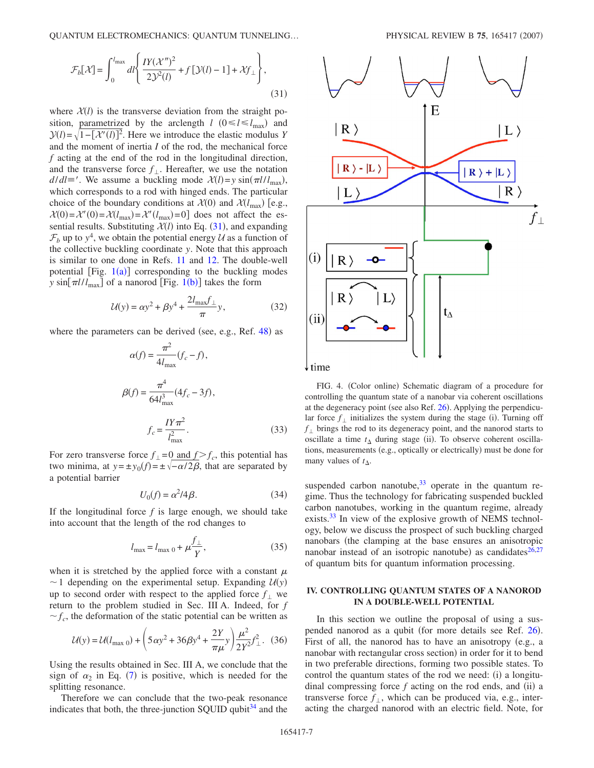$$\mathcal{F}_b[\mathcal{X}] = \int_0^{l_{\max}} dl \left\{ \frac{IY(\mathcal{X}'')^2}{2\mathcal{Y}^2(l)} + f[\mathcal{Y}(l) - 1] + \mathcal{X} f_\perp \right\}, \tag{31}$$

where $\mathcal{X}(l)$ is the transverse deviation from the straight position, parametrized by the arclength $l$ $(0 \leq l \leq l_{\max})$ and $\mathcal{Y}(l) = \sqrt{1 - [\mathcal{X}'(l)]^2}$. Here we introduce the elastic modulus $Y$ and the moment of inertia $I$ of the rod, the mechanical force $f$ acting at the end of the rod in the longitudinal direction, and the transverse force $f_\perp$. Hereafter, we use the notation $d/dl \equiv '$. We assume a buckling mode $\mathcal{X}(l) = y \sin(\pi l / l_{\max})$, which corresponds to a rod with hinged ends. The particular choice of the boundary conditions at $\mathcal{X}(0)$ and $\mathcal{X}(l_{\max})$ [e.g., $\mathcal{X}(0) = \mathcal{X}''(0) = \mathcal{X}(l_{\max}) = \mathcal{X}''(l_{\max}) = 0$] does not affect the essential results. Substituting $\mathcal{X}(l)$ into Eq. (31), and expanding $\mathcal{F}_b$ up to $y^4$, we obtain the potential energy $\mathcal{U}$ as a function of the collective buckling coordinate $y$. Note that this approach is similar to one done in Refs. 11 and 12. The double-well potential [Fig. 1(a)] corresponding to the buckling modes $y \sin[\pi l / l_{\max}]$ of a nanorod [Fig. 1(b)] takes the form

$$\mathcal{U}(y) = \alpha y^2 + \beta y^4 + \frac{2 l_{\max} f_\perp}{\pi} y, \tag{32}$$

where the parameters can be derived (see, e.g., Ref. 48) as

$$\alpha(f) = \frac{\pi^2}{4 l_{\max}} (f_c - f),$$

$$\beta(f) = \frac{\pi^4}{64 l_{\max}^3} (4 f_c - 3 f),$$

$$f_c = \frac{IY\pi^2}{l_{\max}^2}. \tag{33}$$

For zero transverse force $f_\perp = 0$ and $f > f_c$, this potential has two minima, at $y = \pm y_0(f) = \pm \sqrt{-\alpha / 2\beta}$, that are separated by a potential barrier

$$U_0(f) = \alpha^2 / 4\beta. \tag{34}$$

If the longitudinal force $f$ is large enough, we should take into account that the length of the rod changes to

$$l_{\max} = l_{\max\,0} + \mu \frac{f_\perp}{Y}, \tag{35}$$

when it is stretched by the applied force with a constant $\mu \sim 1$ depending on the experimental setup. Expanding $\mathcal{U}(y)$ up to second order with respect to the applied force $f_\perp$ we return to the problem studied in Sec. III A. Indeed, for $f \sim f_c$, the deformation of the static potential can be written as

$$\mathcal{U}(y) = \mathcal{U}(l_{\max\,0}) + \left( 5\alpha y^2 + 36\beta y^4 + \frac{2Y}{\pi\mu} y \right) \frac{\mu^2}{2Y^2} f_\perp^2. \tag{36}$$

Using the results obtained in Sec. III A, we conclude that the sign of $\alpha_2$ in Eq. (7) is positive, which is needed for the splitting resonance.

Therefore we can conclude that the two-peak resonance indicates that both, the three-junction SQUID qubit[34] and the suspended carbon nanotube,[33] operate in the quantum regime. Thus the technology for fabricating suspended buckled carbon nanotubes, working in the quantum regime, already exists.[33] In view of the explosive growth of NEMS technology, below we discuss the prospect of such buckling charged nanobars (the clamping at the base ensures an anisotropic nanobar instead of an isotropic nanotube) as candidates[26,27] of quantum bits for quantum information processing.

FIG. 4. (Color online) Schematic diagram of a procedure for controlling the quantum state of a nanobar via coherent oscillations at the degeneracy point (see also Ref. 26). Applying the perpendicular force $f_\perp$ initializes the system during the stage (i). Turning off $f_\perp$ brings the rod to its degeneracy point, and the nanorod starts to oscillate a time $t_\Delta$ during stage (ii). To observe coherent oscillations, measurements (e.g., optically or electrically) must be done for many values of $t_\Delta$.

## IV. CONTROLLING QUANTUM STATES OF A NANOROD IN A DOUBLE-WELL POTENTIAL

In this section we outline the proposal of using a suspended nanorod as a qubit (for more details see Ref. 26). First of all, the nanorod has to have an anisotropy (e.g., a nanobar with rectangular cross section) in order for it to bend in two preferable directions, forming two possible states. To control the quantum states of the rod we need: (i) a longitudinal compressing force $f$ acting on the rod ends, and (ii) a transverse force $f_\perp$, which can be produced via, e.g., interacting the charged nanorod with an electric field. Note, for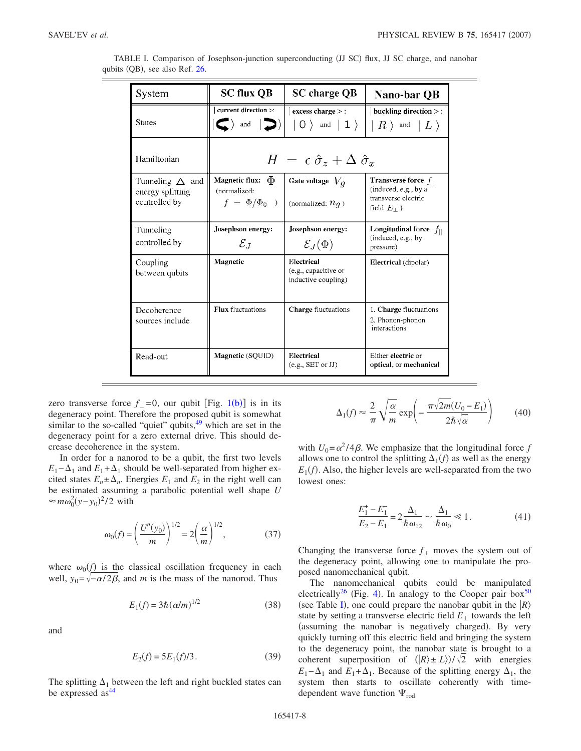TABLE I. Comparison of Josephson-junction superconducting (JJ SC) flux, JJ SC charge, and nanobar qubits (QB), see also Ref. 26.

| System | SC flux QB | SC charge QB | Nano-bar QB |
|---|---|---|---|
| States | \|current direction>: $\|\circlearrowleft\rangle$ and $\|\circlearrowright\rangle$ | \|excess charge>: $\|0\rangle$ and $\|1\rangle$ | \|buckling direction>: $\|R\rangle$ and $\|L\rangle$ |
| Hamiltonian | $H = \epsilon\,\hat{\sigma}_z + \Delta\,\hat{\sigma}_x$ | | |
| Tunneling $\Delta$ and energy splitting controlled by | **Magnetic flux:** $\Phi$ (normalized: $f = \Phi/\Phi_0$ ) | **Gate voltage** $V_g$ (normalized: $n_g$ ) | **Transverse force** $f_\perp$ (induced, e.g., by a transverse electric field $E_\perp$ ) |
| Tunneling controlled by | **Josephson energy:** $\mathcal{E}_J$ | **Josephson energy:** $\mathcal{E}_J(\Phi)$ | **Longitudinal force** $f_\parallel$ (induced, e.g., by pressure) |
| Coupling between qubits | **Magnetic** | **Electrical** (e.g., capacitive or inductive coupling) | **Electrical** (dipolar) |
| Decoherence sources include | **Flux** fluctuations | **Charge** fluctuations | 1. **Charge** fluctuations 2. Phonon-phonon interactions |
| Read-out | **Magnetic** (SQUID) | **Electrical** (e.g., SET or JJ) | Either **electric** or **optical**, or **mechanical** |

zero transverse force $f_\perp = 0$, our qubit [Fig. 1(b)] is in its degeneracy point. Therefore the proposed qubit is somewhat similar to the so-called "quiet" qubits,[49] which are set in the degeneracy point for a zero external drive. This should decrease decoherence in the system.

In order for a nanorod to be a qubit, the first two levels $E_1 - \Delta_1$ and $E_1 + \Delta_1$ should be well-separated from higher excited states $E_n \pm \Delta_n$. Energies $E_1$ and $E_2$ in the right well can be estimated assuming a parabolic potential well shape $U \approx m\omega_0^2 (y-y_0)^2/2$ with

$$\omega_0(f) = \left(\frac{U''(y_0)}{m}\right)^{1/2} = 2\left(\frac{\alpha}{m}\right)^{1/2}, \tag{37}$$

where $\omega_0(f)$ is the classical oscillation frequency in each well, $y_0 = \sqrt{-\alpha/2\beta}$, and $m$ is the mass of the nanorod. Thus

$$E_1(f) = 3\hbar(\alpha/m)^{1/2} \tag{38}$$

and

$$E_2(f) = 5E_1(f)/3. \tag{39}$$

The splitting $\Delta_1$ between the left and right buckled states can be expressed as[44]

$$\Delta_1(f) \approx \frac{2}{\pi}\sqrt{\frac{\alpha}{m}}\exp\left(-\frac{\pi\sqrt{2m}(U_0 - E_1)}{2\hbar\sqrt{\alpha}}\right) \tag{40}$$

with $U_0 = \alpha^2/4\beta$. We emphasize that the longitudinal force $f$ allows one to control the splitting $\Delta_1(f)$ as well as the energy $E_1(f)$. Also, the higher levels are well-separated from the two lowest ones:

$$\frac{E_1^+ - E_1^-}{E_2 - E_1} = 2\frac{\Delta_1}{\hbar\omega_{12}} \sim \frac{\Delta_1}{\hbar\omega_0} \ll 1. \tag{41}$$

Changing the transverse force $f_\perp$ moves the system out of the degeneracy point, allowing one to manipulate the proposed nanomechanical qubit.

The nanomechanical qubits could be manipulated electrically[26] (Fig. 4). In analogy to the Cooper pair box[50] (see Table I), one could prepare the nanobar qubit in the $|R\rangle$ state by setting a transverse electric field $E_\perp$ towards the left (assuming the nanobar is negatively charged). By very quickly turning off this electric field and bringing the system to the degeneracy point, the nanobar state is brought to a coherent superposition of $(|R\rangle \pm |L\rangle)/\sqrt{2}$ with energies $E_1 - \Delta_1$ and $E_1 + \Delta_1$. Because of the splitting energy $\Delta_1$, the system then starts to oscillate coherently with time-dependent wave function $\Psi_{\rm rod}$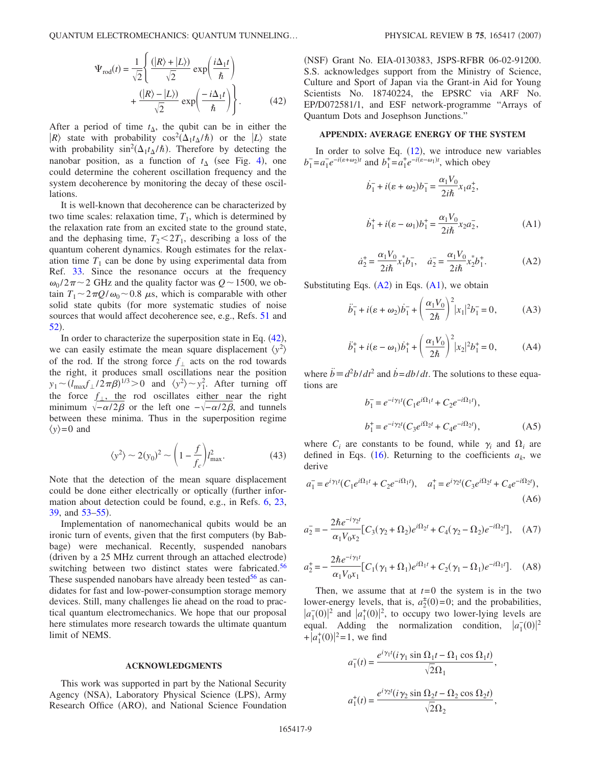$$\Psi_{\rm rod}(t) = \frac{1}{\sqrt{2}}\left\{\frac{(|R\rangle + |L\rangle)}{\sqrt{2}}\exp\left(\frac{i\Delta_1 t}{\hbar}\right) + \frac{(|R\rangle - |L\rangle)}{\sqrt{2}}\exp\left(\frac{-i\Delta_1 t}{\hbar}\right)\right\}. \tag{42}$$

After a period of time $t_\Delta$, the qubit can be in either the $|R\rangle$ state with probability $\cos^2(\Delta_1 t_\Delta/\hbar)$ or the $|L\rangle$ state with probability $\sin^2(\Delta_1 t_\Delta/\hbar)$. Therefore by detecting the nanobar position, as a function of $t_\Delta$ (see Fig. 4), one could determine the coherent oscillation frequency and the system decoherence by monitoring the decay of these oscillations.

It is well-known that decoherence can be characterized by two time scales: relaxation time, $T_1$, which is determined by the relaxation rate from an excited state to the ground state, and the dephasing time, $T_2 < 2T_1$, describing a loss of the quantum coherent dynamics. Rough estimates for the relaxation time $T_1$ can be done by using experimental data from Ref. 33. Since the resonance occurs at the frequency $\omega_0/2\pi \sim 2$ GHz and the quality factor was $Q \sim 1500$, we obtain $T_1 \sim 2\pi Q/\omega_0 \sim 0.8$ $\mu$s, which is comparable with other solid state qubits (for more systematic studies of noise sources that would affect decoherence see, e.g., Refs. 51 and 52).

In order to characterize the superposition state in Eq. (42), we can easily estimate the mean square displacement $\langle y^2\rangle$ of the rod. If the strong force $f_\perp$ acts on the rod towards the right, it produces small oscillations near the position $y_1 \sim (l_{\max} f_\perp / 2\pi\beta)^{1/3} > 0$ and $\langle y^2\rangle \sim y_1^2$. After turning off the force $f_\perp$, the rod oscillates either near the right minimum $\sqrt{-\alpha/2\beta}$ or the left one $-\sqrt{-\alpha/2\beta}$, and tunnels between these minima. Thus in the superposition regime $\langle y\rangle = 0$ and

$$\langle y^2\rangle \sim 2(y_0)^2 \sim \left(1 - \frac{f}{f_c}\right) l_{\max}^2. \tag{43}$$

Note that the detection of the mean square displacement could be done either electrically or optically (further information about detection could be found, e.g., in Refs. 6, 23, 39, and 53–55).

Implementation of nanomechanical qubits would be an ironic turn of events, given that the first computers (by Babbage) were mechanical. Recently, suspended nanobars (driven by a 25 MHz current through an attached electrode) switching between two distinct states were fabricated.[56] These suspended nanobars have already been tested[56] as candidates for fast and low-power-consumption storage memory devices. Still, many challenges lie ahead on the road to practical quantum electromechanics. We hope that our proposal here stimulates more research towards the ultimate quantum limit of NEMS.

## ACKNOWLEDGMENTS

This work was supported in part by the National Security Agency (NSA), Laboratory Physical Science (LPS), Army Research Office (ARO), and National Science Foundation (NSF) Grant No. EIA-0130383, JSPS-RFBR 06-02-91200. S.S. acknowledges support from the Ministry of Science, Culture and Sport of Japan via the Grant-in Aid for Young Scientists No. 18740224, the EPSRC via ARF No. EP/D072581/1, and ESF network-programme "Arrays of Quantum Dots and Josephson Junctions."

## APPENDIX: AVERAGE ENERGY OF THE SYSTEM

In order to solve Eq. (12), we introduce new variables $b_1^- = a_1^- e^{-i(\varepsilon+\omega_2)t}$ and $b_1^+ = a_1^+ e^{-i(\varepsilon-\omega_1)t}$, which obey

$$\dot{b}_1^- + i(\varepsilon+\omega_2)b_1^- = \frac{\alpha_1 V_0}{2i\hbar} x_1 a_2^+,$$

$$\dot{b}_1^+ + i(\varepsilon-\omega_1)b_1^+ = \frac{\alpha_1 V_0}{2i\hbar} x_2 a_2^-, \tag{A1}$$

$$\dot{a}_2^+ = \frac{\alpha_1 V_0}{2i\hbar} x_1^* b_1^-, \quad \dot{a}_2^- = \frac{\alpha_1 V_0}{2i\hbar} x_2^* b_1^+. \tag{A2}$$

Substituting Eqs. (A2) in Eqs. (A1), we obtain

$$\ddot{b}_1^- + i(\varepsilon+\omega_2)\dot{b}_1^- + \left(\frac{\alpha_1 V_0}{2\hbar}\right)^2 |x_1|^2 b_1^- = 0, \tag{A3}$$

$$\ddot{b}_1^+ + i(\varepsilon-\omega_1)\dot{b}_1^+ + \left(\frac{\alpha_1 V_0}{2\hbar}\right)^2 |x_2|^2 b_1^+ = 0, \tag{A4}$$

where $\ddot{b} \equiv d^2b/dt^2$ and $\dot{b} = db/dt$. The solutions to these equations are

$$b_1^- = e^{-i\gamma_1 t}(C_1 e^{i\Omega_1 t} + C_2 e^{-i\Omega_1 t}),$$

$$b_1^+ = e^{-i\gamma_2 t}(C_3 e^{i\Omega_2 t} + C_4 e^{-i\Omega_2 t}), \tag{A5}$$

where $C_i$ are constants to be found, while $\gamma_i$ and $\Omega_i$ are defined in Eqs. (16). Returning to the coefficients $a_k$, we derive

$$a_1^- = e^{i\gamma_1 t}(C_1 e^{i\Omega_1 t} + C_2 e^{-i\Omega_1 t}), \quad a_1^+ = e^{i\gamma_2 t}(C_3 e^{i\Omega_2 t} + C_4 e^{-i\Omega_2 t}), \tag{A6}$$

$$a_2^- = -\frac{2\hbar e^{-i\gamma_2 t}}{\alpha_1 V_0 x_2}[C_3(\gamma_2+\Omega_2)e^{i\Omega_2 t} + C_4(\gamma_2-\Omega_2)e^{-i\Omega_2 t}], \tag{A7}$$

$$a_2^+ = -\frac{2\hbar e^{-i\gamma_1 t}}{\alpha_1 V_0 x_1}[C_1(\gamma_1+\Omega_1)e^{i\Omega_1 t} + C_2(\gamma_1-\Omega_1)e^{-i\Omega_1 t}]. \tag{A8}$$

Then, we assume that at $t=0$ the system is in the two lower-energy levels, that is, $a_2^{\pm}(0)=0$; and the probabilities, $|a_1^-(0)|^2$ and $|a_1^+(0)|^2$, to occupy two lower-lying levels are equal. Adding the normalization condition, $|a_1^-(0)|^2 + |a_1^+(0)|^2 = 1$, we find

$$a_1^-(t) = \frac{e^{i\gamma_1 t}(i\gamma_1 \sin\Omega_1 t - \Omega_1 \cos\Omega_1 t)}{\sqrt{2}\Omega_1},$$

$$a_1^+(t) = \frac{e^{i\gamma_2 t}(i\gamma_2 \sin\Omega_2 t - \Omega_2 \cos\Omega_2 t)}{\sqrt{2}\Omega_2},$$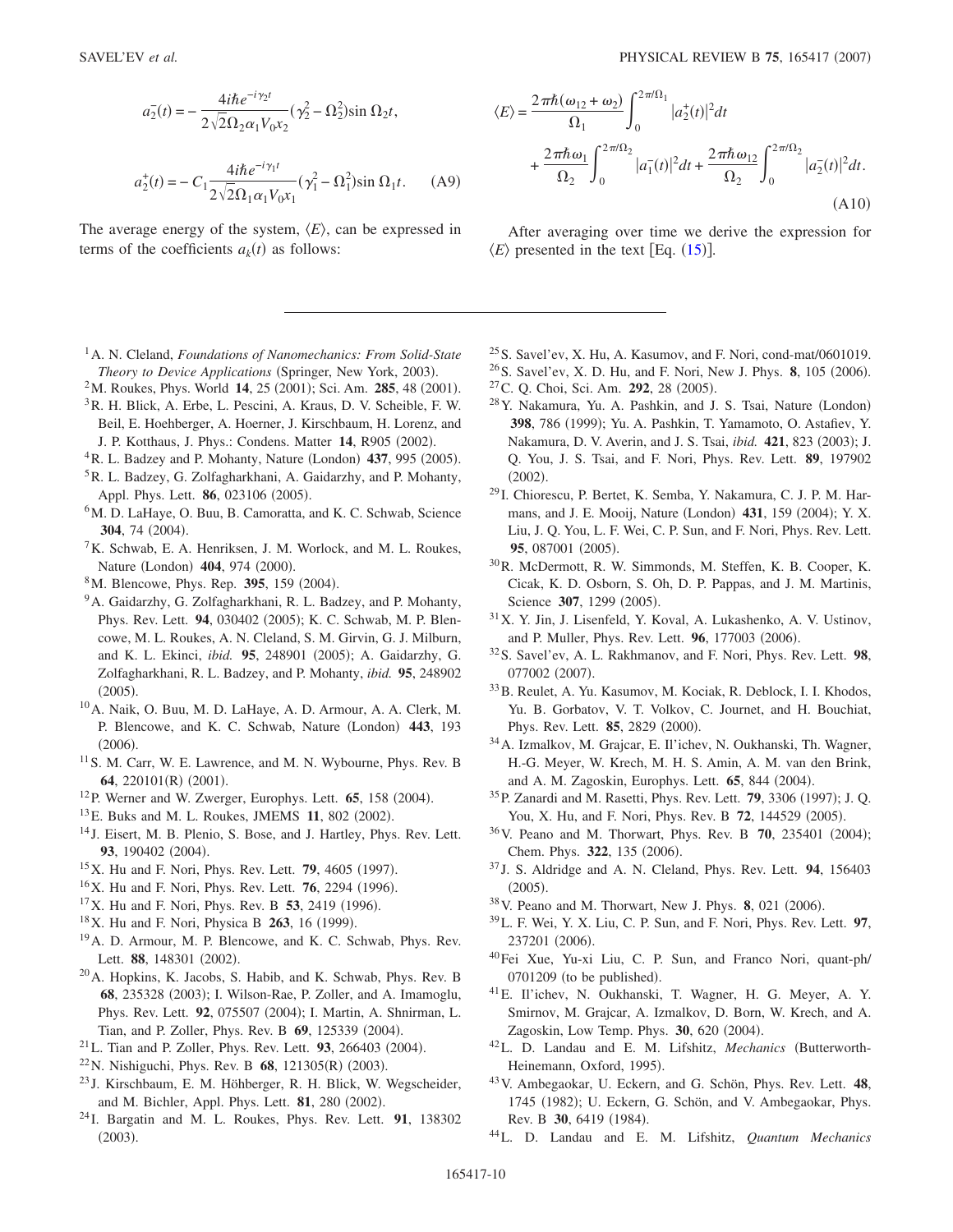$$a_2^-(t) = -\frac{4i\hbar e^{-i\gamma_2 t}}{2\sqrt{2}\Omega_2\alpha_1 V_0 x_2}(\gamma_2^2 - \Omega_2^2)\sin\Omega_2 t,$$

$$a_2^+(t) = -C_1\frac{4i\hbar e^{-i\gamma_1 t}}{2\sqrt{2}\Omega_1\alpha_1 V_0 x_1}(\gamma_1^2 - \Omega_1^2)\sin\Omega_1 t. \quad \text{(A9)}$$

The average energy of the system, $\langle E\rangle$, can be expressed in terms of the coefficients $a_k(t)$ as follows:

$$\langle E\rangle = \frac{2\pi\hbar(\omega_{12}+\omega_2)}{\Omega_1}\int_0^{2\pi/\Omega_1}|a_2^+(t)|^2 dt + \frac{2\pi\hbar\omega_1}{\Omega_2}\int_0^{2\pi/\Omega_2}|a_1^-(t)|^2 dt + \frac{2\pi\hbar\omega_{12}}{\Omega_2}\int_0^{2\pi/\Omega_2}|a_2^-(t)|^2 dt. \quad \text{(A10)}$$

After averaging over time we derive the expression for $\langle E\rangle$ presented in the text [Eq. (15)].

---

[1] A. N. Cleland, *Foundations of Nanomechanics: From Solid-State Theory to Device Applications* (Springer, New York, 2003).

[2] M. Roukes, Phys. World **14**, 25 (2001); Sci. Am. **285**, 48 (2001).

[3] R. H. Blick, A. Erbe, L. Pescini, A. Kraus, D. V. Scheible, F. W. Beil, E. Hoehberger, A. Hoerner, J. Kirschbaum, H. Lorenz, and J. P. Kotthaus, J. Phys.: Condens. Matter **14**, R905 (2002).

[4] R. L. Badzey and P. Mohanty, Nature (London) **437**, 995 (2005).

[5] R. L. Badzey, G. Zolfagharkhani, A. Gaidarzhy, and P. Mohanty, Appl. Phys. Lett. **86**, 023106 (2005).

[6] M. D. LaHaye, O. Buu, B. Camoratta, and K. C. Schwab, Science **304**, 74 (2004).

[7] K. Schwab, E. A. Henriksen, J. M. Worlock, and M. L. Roukes, Nature (London) **404**, 974 (2000).

[8] M. Blencowe, Phys. Rep. **395**, 159 (2004).

[9] A. Gaidarzhy, G. Zolfagharkhani, R. L. Badzey, and P. Mohanty, Phys. Rev. Lett. **94**, 030402 (2005); K. C. Schwab, M. P. Blencowe, M. L. Roukes, A. N. Cleland, S. M. Girvin, G. J. Milburn, and K. L. Ekinci, *ibid.* **95**, 248901 (2005); A. Gaidarzhy, G. Zolfagharkhani, R. L. Badzey, and P. Mohanty, *ibid.* **95**, 248902 (2005).

[10] A. Naik, O. Buu, M. D. LaHaye, A. D. Armour, A. A. Clerk, M. P. Blencowe, and K. C. Schwab, Nature (London) **443**, 193 (2006).

[11] S. M. Carr, W. E. Lawrence, and M. N. Wybourne, Phys. Rev. B **64**, 220101(R) (2001).

[12] P. Werner and W. Zwerger, Europhys. Lett. **65**, 158 (2004).

[13] E. Buks and M. L. Roukes, JMEMS **11**, 802 (2002).

[14] J. Eisert, M. B. Plenio, S. Bose, and J. Hartley, Phys. Rev. Lett. **93**, 190402 (2004).

[15] X. Hu and F. Nori, Phys. Rev. Lett. **79**, 4605 (1997).

[16] X. Hu and F. Nori, Phys. Rev. Lett. **76**, 2294 (1996).

[17] X. Hu and F. Nori, Phys. Rev. B **53**, 2419 (1996).

[18] X. Hu and F. Nori, Physica B **263**, 16 (1999).

[19] A. D. Armour, M. P. Blencowe, and K. C. Schwab, Phys. Rev. Lett. **88**, 148301 (2002).

[20] A. Hopkins, K. Jacobs, S. Habib, and K. Schwab, Phys. Rev. B **68**, 235328 (2003); I. Wilson-Rae, P. Zoller, and A. Imamoglu, Phys. Rev. Lett. **92**, 075507 (2004); I. Martin, A. Shnirman, L. Tian, and P. Zoller, Phys. Rev. B **69**, 125339 (2004).

[21] L. Tian and P. Zoller, Phys. Rev. Lett. **93**, 266403 (2004).

[22] N. Nishiguchi, Phys. Rev. B **68**, 121305(R) (2003).

[23] J. Kirschbaum, E. M. Höhberger, R. H. Blick, W. Wegscheider, and M. Bichler, Appl. Phys. Lett. **81**, 280 (2002).

[24] I. Bargatin and M. L. Roukes, Phys. Rev. Lett. **91**, 138302 (2003).

[25] S. Savel'ev, X. Hu, A. Kasumov, and F. Nori, cond-mat/0601019.

[26] S. Savel'ev, X. D. Hu, and F. Nori, New J. Phys. **8**, 105 (2006).

[27] C. Q. Choi, Sci. Am. **292**, 28 (2005).

[28] Y. Nakamura, Yu. A. Pashkin, and J. S. Tsai, Nature (London) **398**, 786 (1999); Yu. A. Pashkin, T. Yamamoto, O. Astafiev, Y. Nakamura, D. V. Averin, and J. S. Tsai, *ibid.* **421**, 823 (2003); J. Q. You, J. S. Tsai, and F. Nori, Phys. Rev. Lett. **89**, 197902 (2002).

[29] I. Chiorescu, P. Bertet, K. Semba, Y. Nakamura, C. J. P. M. Harmans, and J. E. Mooij, Nature (London) **431**, 159 (2004); Y. X. Liu, J. Q. You, L. F. Wei, C. P. Sun, and F. Nori, Phys. Rev. Lett. **95**, 087001 (2005).

[30] R. McDermott, R. W. Simmonds, M. Steffen, K. B. Cooper, K. Cicak, K. D. Osborn, S. Oh, D. P. Pappas, and J. M. Martinis, Science **307**, 1299 (2005).

[31] X. Y. Jin, J. Lisenfeld, Y. Koval, A. Lukashenko, A. V. Ustinov, and P. Muller, Phys. Rev. Lett. **96**, 177003 (2006).

[32] S. Savel'ev, A. L. Rakhmanov, and F. Nori, Phys. Rev. Lett. **98**, 077002 (2007).

[33] B. Reulet, A. Yu. Kasumov, M. Kociak, R. Deblock, I. I. Khodos, Yu. B. Gorbatov, V. T. Volkov, C. Journet, and H. Bouchiat, Phys. Rev. Lett. **85**, 2829 (2000).

[34] A. Izmalkov, M. Grajcar, E. Il'ichev, N. Oukhanski, Th. Wagner, H.-G. Meyer, W. Krech, M. H. S. Amin, A. M. van den Brink, and A. M. Zagoskin, Europhys. Lett. **65**, 844 (2004).

[35] P. Zanardi and M. Rasetti, Phys. Rev. Lett. **79**, 3306 (1997); J. Q. You, X. Hu, and F. Nori, Phys. Rev. B **72**, 144529 (2005).

[36] V. Peano and M. Thorwart, Phys. Rev. B **70**, 235401 (2004); Chem. Phys. **322**, 135 (2006).

[37] J. S. Aldridge and A. N. Cleland, Phys. Rev. Lett. **94**, 156403 (2005).

[38] V. Peano and M. Thorwart, New J. Phys. **8**, 021 (2006).

[39] L. F. Wei, Y. X. Liu, C. P. Sun, and F. Nori, Phys. Rev. Lett. **97**, 237201 (2006).

[40] Fei Xue, Yu-xi Liu, C. P. Sun, and Franco Nori, quant-ph/0701209 (to be published).

[41] E. Il'ichev, N. Oukhanski, T. Wagner, H. G. Meyer, A. Y. Smirnov, M. Grajcar, A. Izmalkov, D. Born, W. Krech, and A. Zagoskin, Low Temp. Phys. **30**, 620 (2004).

[42] L. D. Landau and E. M. Lifshitz, *Mechanics* (Butterworth-Heinemann, Oxford, 1995).

[43] V. Ambegaokar, U. Eckern, and G. Schön, Phys. Rev. Lett. **48**, 1745 (1982); U. Eckern, G. Schön, and V. Ambegaokar, Phys. Rev. B **30**, 6419 (1984).

[44] L. D. Landau and E. M. Lifshitz, *Quantum Mechanics*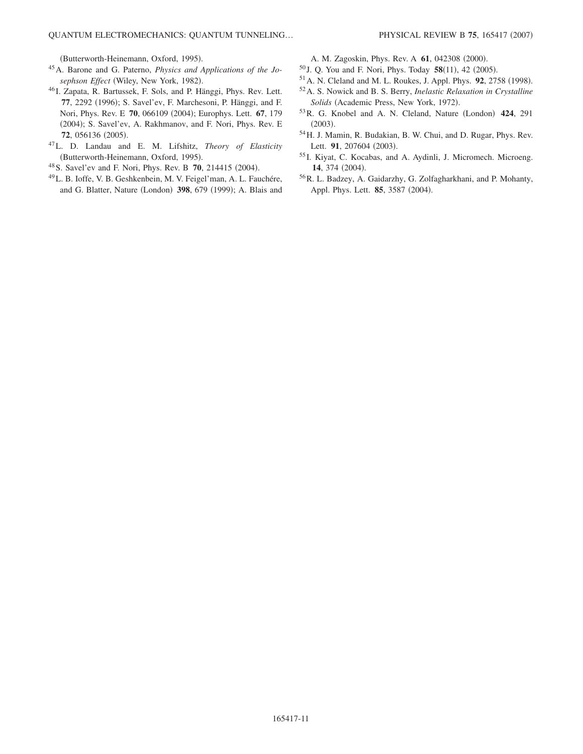(Butterworth-Heinemann, Oxford, 1995).

[45] A. Barone and G. Paterno, *Physics and Applications of the Josephson Effect* (Wiley, New York, 1982).

[46] I. Zapata, R. Bartussek, F. Sols, and P. Hänggi, Phys. Rev. Lett. **77**, 2292 (1996); S. Savel'ev, F. Marchesoni, P. Hänggi, and F. Nori, Phys. Rev. E **70**, 066109 (2004); Europhys. Lett. **67**, 179 (2004); S. Savel'ev, A. Rakhmanov, and F. Nori, Phys. Rev. E **72**, 056136 (2005).

[47] L. D. Landau and E. M. Lifshitz, *Theory of Elasticity* (Butterworth-Heinemann, Oxford, 1995).

[48] S. Savel'ev and F. Nori, Phys. Rev. B **70**, 214415 (2004).

[49] L. B. Ioffe, V. B. Geshkenbein, M. V. Feigel'man, A. L. Fauchére, and G. Blatter, Nature (London) **398**, 679 (1999); A. Blais and A. M. Zagoskin, Phys. Rev. A **61**, 042308 (2000).

[50] J. Q. You and F. Nori, Phys. Today **58**(11), 42 (2005).

[51] A. N. Cleland and M. L. Roukes, J. Appl. Phys. **92**, 2758 (1998).

[52] A. S. Nowick and B. S. Berry, *Inelastic Relaxation in Crystalline Solids* (Academic Press, New York, 1972).

[53] R. G. Knobel and A. N. Cleland, Nature (London) **424**, 291 (2003).

[54] H. J. Mamin, R. Budakian, B. W. Chui, and D. Rugar, Phys. Rev. Lett. **91**, 207604 (2003).

[55] I. Kiyat, C. Kocabas, and A. Aydinli, J. Micromech. Microeng. **14**, 374 (2004).

[56] R. L. Badzey, A. Gaidarzhy, G. Zolfagharkhani, and P. Mohanty, Appl. Phys. Lett. **85**, 3587 (2004).